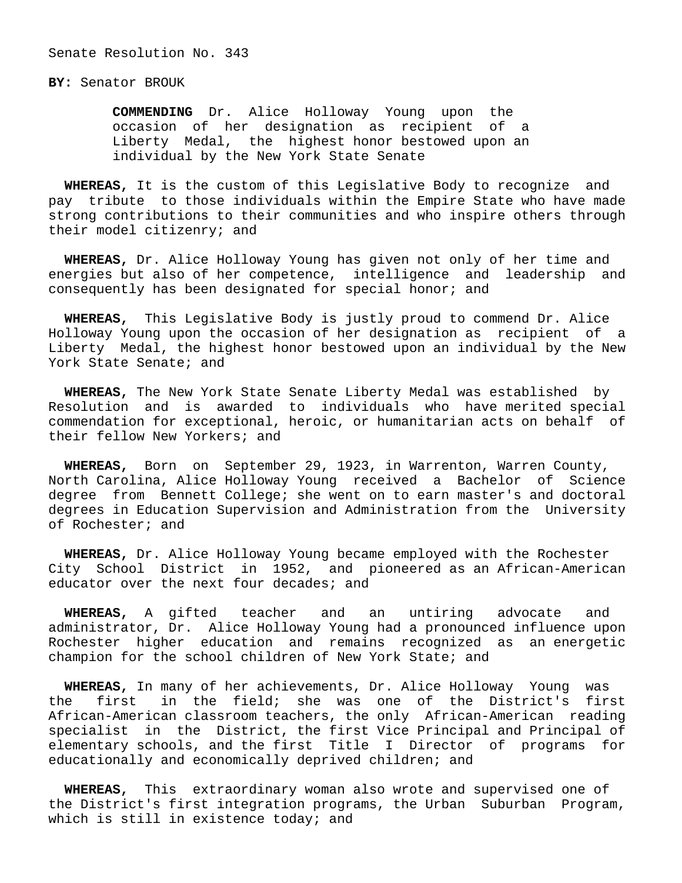Senate Resolution No. 343

**BY:** Senator BROUK

**COMMENDING** Dr. Alice Holloway Young upon the occasion of her designation as recipient of a Liberty Medal, the highest honor bestowed upon an individual by the New York State Senate

**WHEREAS,** It is the custom of this Legislative Body to recognize and pay tribute to those individuals within the Empire State who have made strong contributions to their communities and who inspire others through their model citizenry; and

**WHEREAS,** Dr. Alice Holloway Young has given not only of her time and energies but also of her competence, intelligence and leadership and consequently has been designated for special honor; and

**WHEREAS,** This Legislative Body is justly proud to commend Dr. Alice Holloway Young upon the occasion of her designation as recipient of a Liberty Medal, the highest honor bestowed upon an individual by the New York State Senate; and

**WHEREAS,** The New York State Senate Liberty Medal was established by Resolution and is awarded to individuals who have merited special commendation for exceptional, heroic, or humanitarian acts on behalf of their fellow New Yorkers; and

**WHEREAS,** Born on September 29, 1923, in Warrenton, Warren County, North Carolina, Alice Holloway Young received a Bachelor of Science degree from Bennett College; she went on to earn master's and doctoral degrees in Education Supervision and Administration from the University of Rochester; and

**WHEREAS,** Dr. Alice Holloway Young became employed with the Rochester City School District in 1952, and pioneered as an African-American educator over the next four decades; and

**WHEREAS,** A gifted teacher and an untiring advocate and administrator, Dr. Alice Holloway Young had a pronounced influence upon Rochester higher education and remains recognized as an energetic champion for the school children of New York State; and

**WHEREAS,** In many of her achievements, Dr. Alice Holloway Young was the first in the field; she was one of the District's first African-American classroom teachers, the only African-American reading specialist in the District, the first Vice Principal and Principal of elementary schools, and the first Title I Director of programs for educationally and economically deprived children; and

**WHEREAS,** This extraordinary woman also wrote and supervised one of the District's first integration programs, the Urban Suburban Program, which is still in existence today; and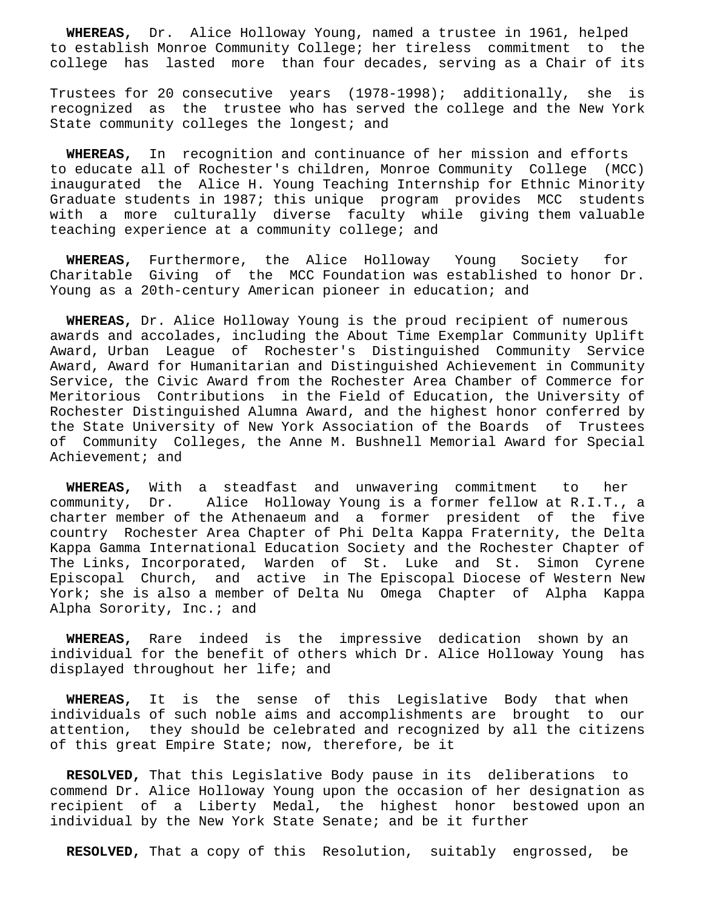**WHEREAS,** Dr. Alice Holloway Young, named a trustee in 1961, helped to establish Monroe Community College; her tireless commitment to the college has lasted more than four decades, serving as a Chair of its

Trustees for 20 consecutive years (1978-1998); additionally, she is recognized as the trustee who has served the college and the New York State community colleges the longest; and

**WHEREAS,** In recognition and continuance of her mission and efforts to educate all of Rochester's children, Monroe Community College (MCC) inaugurated the Alice H. Young Teaching Internship for Ethnic Minority Graduate students in 1987; this unique program provides MCC students with a more culturally diverse faculty while giving them valuable teaching experience at a community college; and

**WHEREAS,** Furthermore, the Alice Holloway Young Society for Charitable Giving of the MCC Foundation was established to honor Dr. Young as a 20th-century American pioneer in education; and

**WHEREAS,** Dr. Alice Holloway Young is the proud recipient of numerous awards and accolades, including the About Time Exemplar Community Uplift Award, Urban League of Rochester's Distinguished Community Service Award, Award for Humanitarian and Distinguished Achievement in Community Service, the Civic Award from the Rochester Area Chamber of Commerce for Meritorious Contributions in the Field of Education, the University of Rochester Distinguished Alumna Award, and the highest honor conferred by the State University of New York Association of the Boards of Trustees of Community Colleges, the Anne M. Bushnell Memorial Award for Special Achievement; and

**WHEREAS,** With a steadfast and unwavering commitment to her community, Dr. Alice Holloway Young is a former fellow at R.I.T., a charter member of the Athenaeum and a former president of the five country Rochester Area Chapter of Phi Delta Kappa Fraternity, the Delta Kappa Gamma International Education Society and the Rochester Chapter of The Links, Incorporated, Warden of St. Luke and St. Simon Cyrene Episcopal Church, and active in The Episcopal Diocese of Western New York; she is also a member of Delta Nu Omega Chapter of Alpha Kappa Alpha Sorority, Inc.; and

**WHEREAS,** Rare indeed is the impressive dedication shown by an individual for the benefit of others which Dr. Alice Holloway Young has displayed throughout her life; and

**WHEREAS,** It is the sense of this Legislative Body that when individuals of such noble aims and accomplishments are brought to our attention, they should be celebrated and recognized by all the citizens of this great Empire State; now, therefore, be it

**RESOLVED,** That this Legislative Body pause in its deliberations to commend Dr. Alice Holloway Young upon the occasion of her designation as recipient of a Liberty Medal, the highest honor bestowed upon an individual by the New York State Senate; and be it further

**RESOLVED,** That a copy of this Resolution, suitably engrossed, be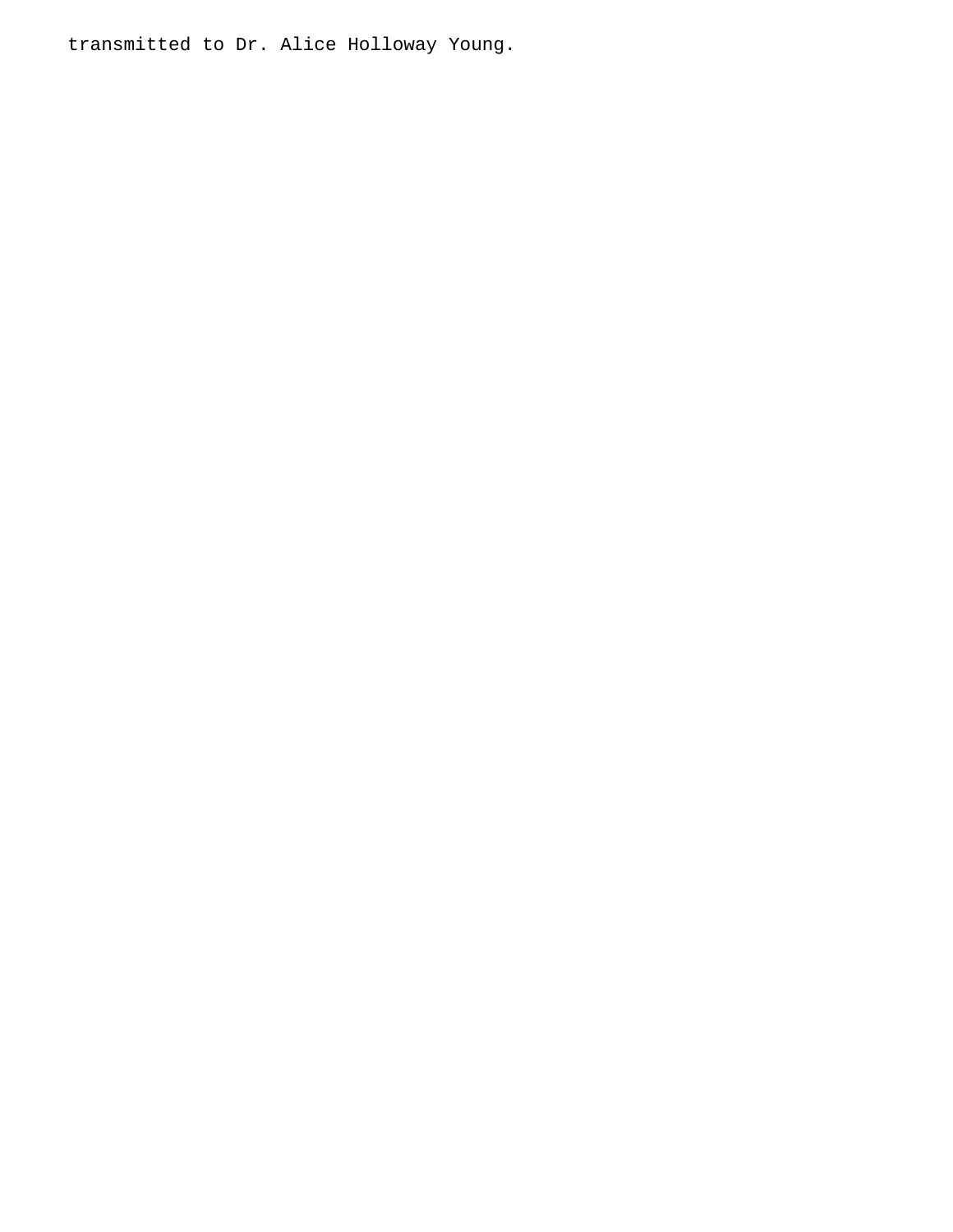transmitted to Dr. Alice Holloway Young.